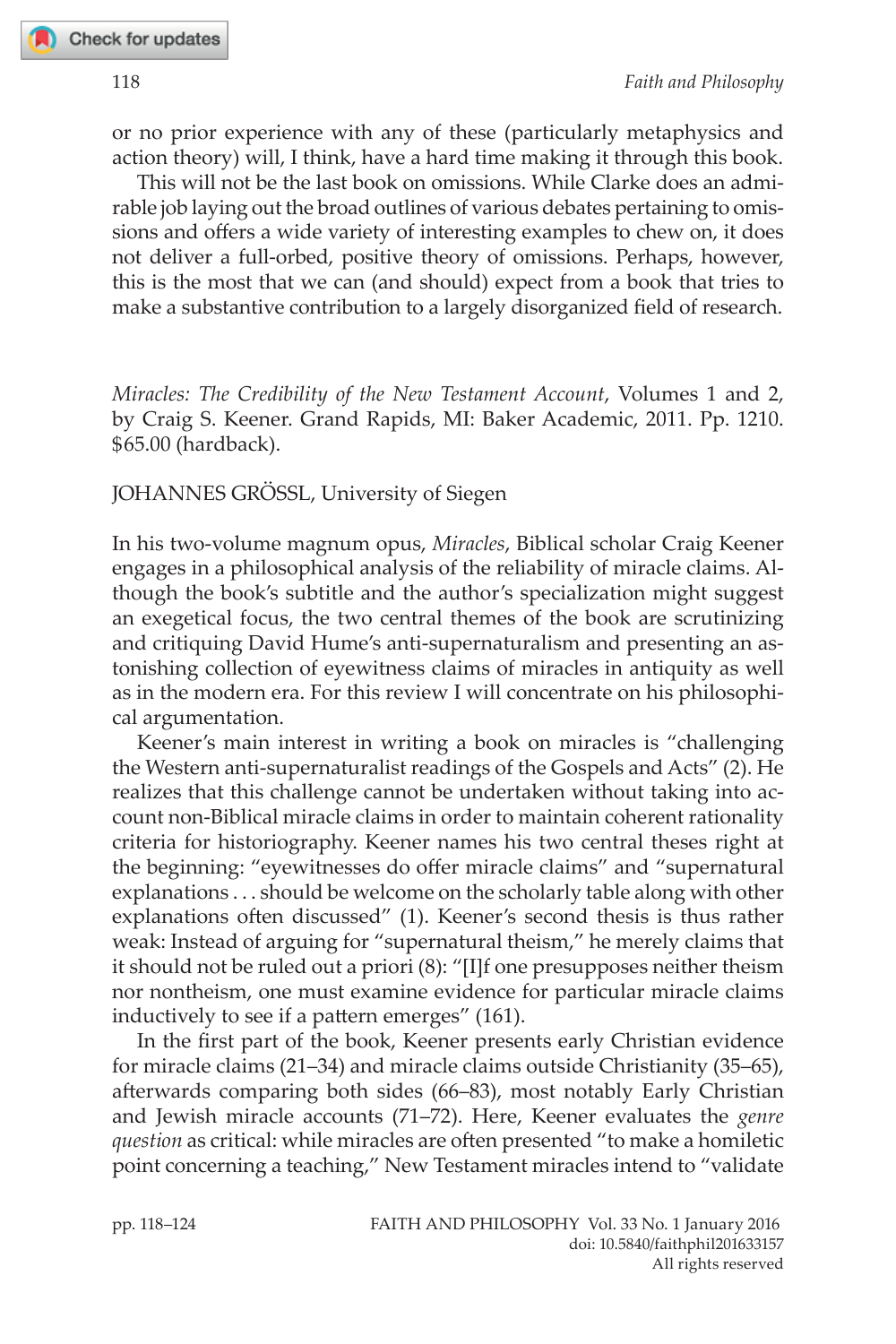or no prior experience with any of these (particularly metaphysics and action theory) will, I think, have a hard time making it through this book.

This will not be the last book on omissions. While Clarke does an admirable job laying out the broad outlines of various debates pertaining to omissions and offers a wide variety of interesting examples to chew on, it does not deliver a full-orbed, positive theory of omissions. Perhaps, however, this is the most that we can (and should) expect from a book that tries to make a substantive contribution to a largely disorganized field of research.

*Miracles: The Credibility of the New Testament Account*, Volumes 1 and 2, by Craig S. Keener. Grand Rapids, MI: Baker Academic, 2011. Pp. 1210. $65.00 (hardback).

JOHANNES GRÖSSL, University of Siegen

In his two-volume magnum opus, *Miracles*, Biblical scholar Craig Keener engages in a philosophical analysis of the reliability of miracle claims. Although the book's subtitle and the author's specialization might suggest an exegetical focus, the two central themes of the book are scrutinizing and critiquing David Hume's anti-supernaturalism and presenting an astonishing collection of eyewitness claims of miracles in antiquity as well as in the modern era. For this review I will concentrate on his philosophical argumentation.

Keener's main interest in writing a book on miracles is "challenging the Western anti-supernaturalist readings of the Gospels and Acts" (2). He realizes that this challenge cannot be undertaken without taking into account non-Biblical miracle claims in order to maintain coherent rationality criteria for historiography. Keener names his two central theses right at the beginning: "eyewitnesses do offer miracle claims" and "supernatural explanations . . . should be welcome on the scholarly table along with other explanations often discussed" (1). Keener's second thesis is thus rather weak: Instead of arguing for "supernatural theism," he merely claims that it should not be ruled out a priori (8): "[I]f one presupposes neither theism nor nontheism, one must examine evidence for particular miracle claims inductively to see if a pattern emerges" (161).

In the first part of the book, Keener presents early Christian evidence for miracle claims (21–34) and miracle claims outside Christianity (35–65), afterwards comparing both sides (66–83), most notably Early Christian and Jewish miracle accounts (71–72). Here, Keener evaluates the *genre question* as critical: while miracles are often presented "to make a homiletic point concerning a teaching," New Testament miracles intend to "validate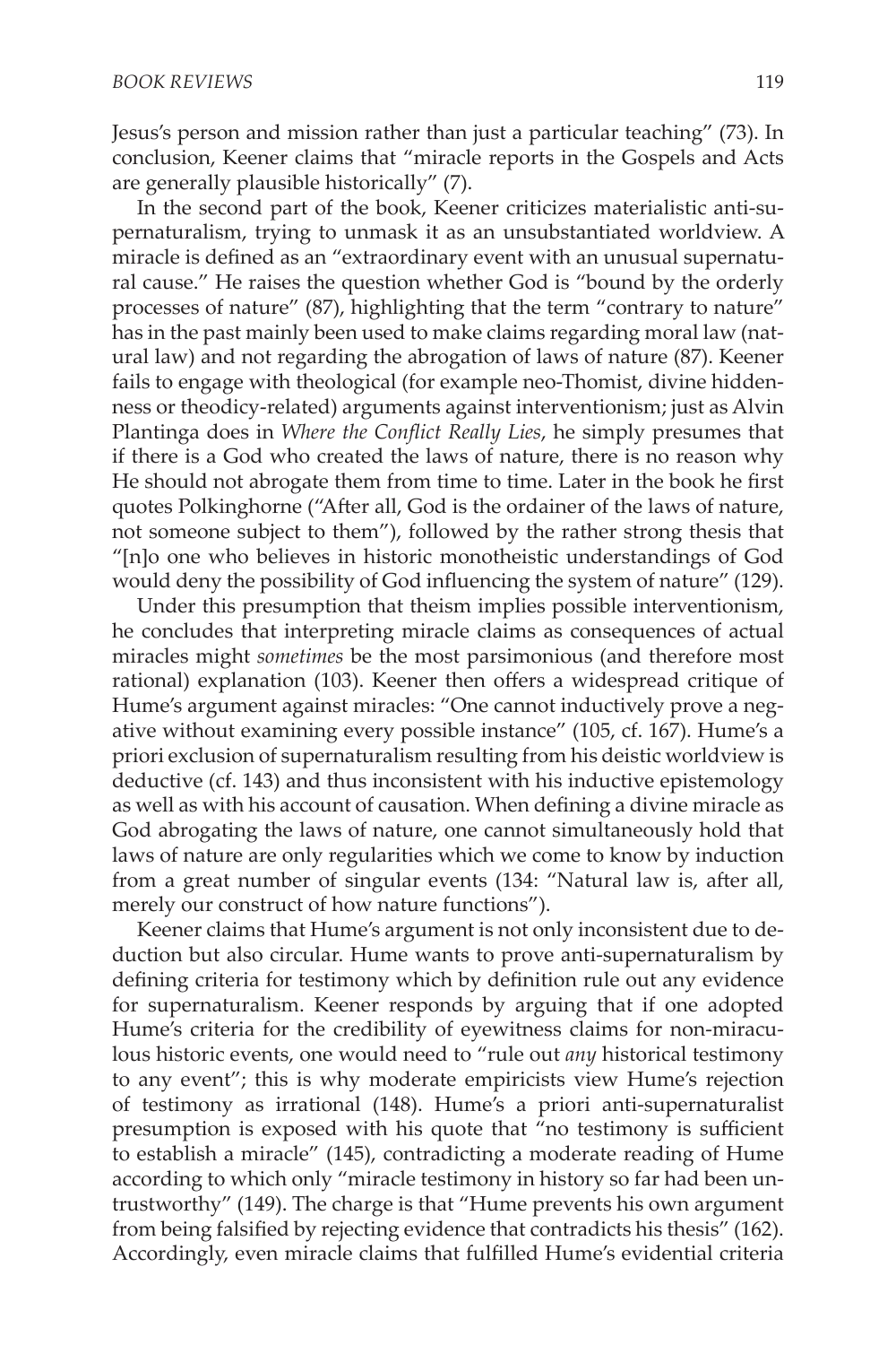Jesus's person and mission rather than just a particular teaching" (73). In conclusion, Keener claims that "miracle reports in the Gospels and Acts are generally plausible historically" (7).

In the second part of the book, Keener criticizes materialistic anti-supernaturalism, trying to unmask it as an unsubstantiated worldview. A miracle is defined as an "extraordinary event with an unusual supernatural cause." He raises the question whether God is "bound by the orderly processes of nature" (87), highlighting that the term "contrary to nature" has in the past mainly been used to make claims regarding moral law (natural law) and not regarding the abrogation of laws of nature (87). Keener fails to engage with theological (for example neo-Thomist, divine hiddenness or theodicy-related) arguments against interventionism; just as Alvin Plantinga does in *Where the Conflict Really Lies*, he simply presumes that if there is a God who created the laws of nature, there is no reason why He should not abrogate them from time to time. Later in the book he first quotes Polkinghorne ("After all, God is the ordainer of the laws of nature, not someone subject to them"), followed by the rather strong thesis that "[n]o one who believes in historic monotheistic understandings of God would deny the possibility of God influencing the system of nature" (129).

Under this presumption that theism implies possible interventionism, he concludes that interpreting miracle claims as consequences of actual miracles might *sometimes* be the most parsimonious (and therefore most rational) explanation (103). Keener then offers a widespread critique of Hume's argument against miracles: "One cannot inductively prove a negative without examining every possible instance" (105, cf. 167). Hume's a priori exclusion of supernaturalism resulting from his deistic worldview is deductive (cf. 143) and thus inconsistent with his inductive epistemology as well as with his account of causation. When defining a divine miracle as God abrogating the laws of nature, one cannot simultaneously hold that laws of nature are only regularities which we come to know by induction from a great number of singular events (134: "Natural law is, after all, merely our construct of how nature functions").

Keener claims that Hume's argument is not only inconsistent due to deduction but also circular. Hume wants to prove anti-supernaturalism by defining criteria for testimony which by definition rule out any evidence for supernaturalism. Keener responds by arguing that if one adopted Hume's criteria for the credibility of eyewitness claims for non-miraculous historic events, one would need to "rule out *any* historical testimony to any event"; this is why moderate empiricists view Hume's rejection of testimony as irrational (148). Hume's a priori anti-supernaturalist presumption is exposed with his quote that "no testimony is sufficient to establish a miracle" (145), contradicting a moderate reading of Hume according to which only "miracle testimony in history so far had been untrustworthy" (149). The charge is that "Hume prevents his own argument from being falsified by rejecting evidence that contradicts his thesis" (162). Accordingly, even miracle claims that fulfilled Hume's evidential criteria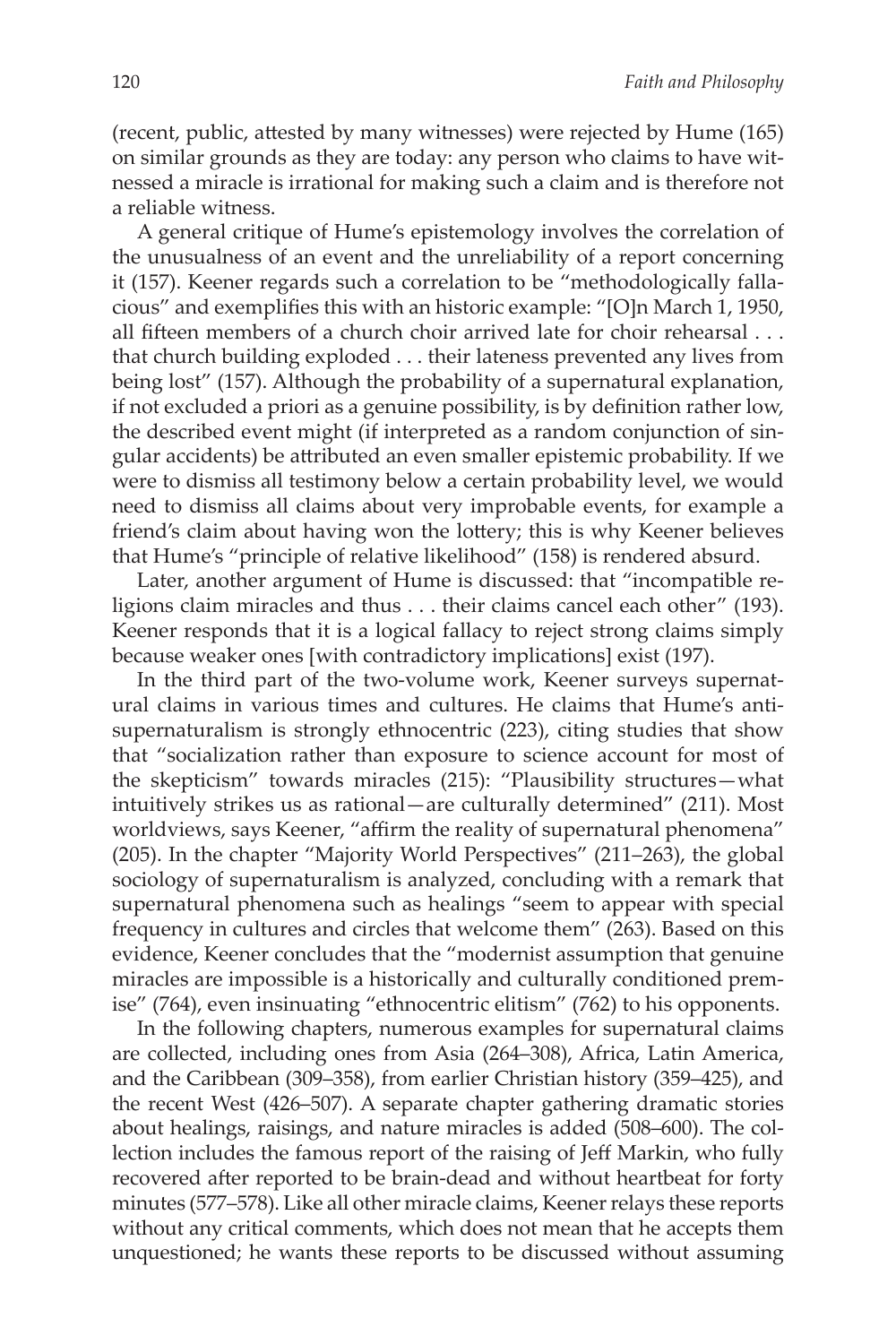(recent, public, attested by many witnesses) were rejected by Hume (165) on similar grounds as they are today: any person who claims to have witnessed a miracle is irrational for making such a claim and is therefore not a reliable witness.

A general critique of Hume's epistemology involves the correlation of the unusualness of an event and the unreliability of a report concerning it (157). Keener regards such a correlation to be "methodologically fallacious" and exemplifies this with an historic example: "[O]n March 1, 1950, all fifteen members of a church choir arrived late for choir rehearsal . . . that church building exploded . . . their lateness prevented any lives from being lost" (157). Although the probability of a supernatural explanation, if not excluded a priori as a genuine possibility, is by definition rather low, the described event might (if interpreted as a random conjunction of singular accidents) be attributed an even smaller epistemic probability. If we were to dismiss all testimony below a certain probability level, we would need to dismiss all claims about very improbable events, for example a friend's claim about having won the lottery; this is why Keener believes that Hume's "principle of relative likelihood" (158) is rendered absurd.

Later, another argument of Hume is discussed: that "incompatible religions claim miracles and thus . . . their claims cancel each other" (193). Keener responds that it is a logical fallacy to reject strong claims simply because weaker ones [with contradictory implications] exist (197).

In the third part of the two-volume work, Keener surveys supernatural claims in various times and cultures. He claims that Hume's antisupernaturalism is strongly ethnocentric (223), citing studies that show that "socialization rather than exposure to science account for most of the skepticism" towards miracles (215): "Plausibility structures—what intuitively strikes us as rational—are culturally determined" (211). Most worldviews, says Keener, "affirm the reality of supernatural phenomena" (205). In the chapter "Majority World Perspectives" (211–263), the global sociology of supernaturalism is analyzed, concluding with a remark that supernatural phenomena such as healings "seem to appear with special frequency in cultures and circles that welcome them" (263). Based on this evidence, Keener concludes that the "modernist assumption that genuine miracles are impossible is a historically and culturally conditioned premise" (764), even insinuating "ethnocentric elitism" (762) to his opponents.

In the following chapters, numerous examples for supernatural claims are collected, including ones from Asia (264–308), Africa, Latin America, and the Caribbean (309–358), from earlier Christian history (359–425), and the recent West (426–507). A separate chapter gathering dramatic stories about healings, raisings, and nature miracles is added (508–600). The collection includes the famous report of the raising of Jeff Markin, who fully recovered after reported to be brain-dead and without heartbeat for forty minutes (577–578). Like all other miracle claims, Keener relays these reports without any critical comments, which does not mean that he accepts them unquestioned; he wants these reports to be discussed without assuming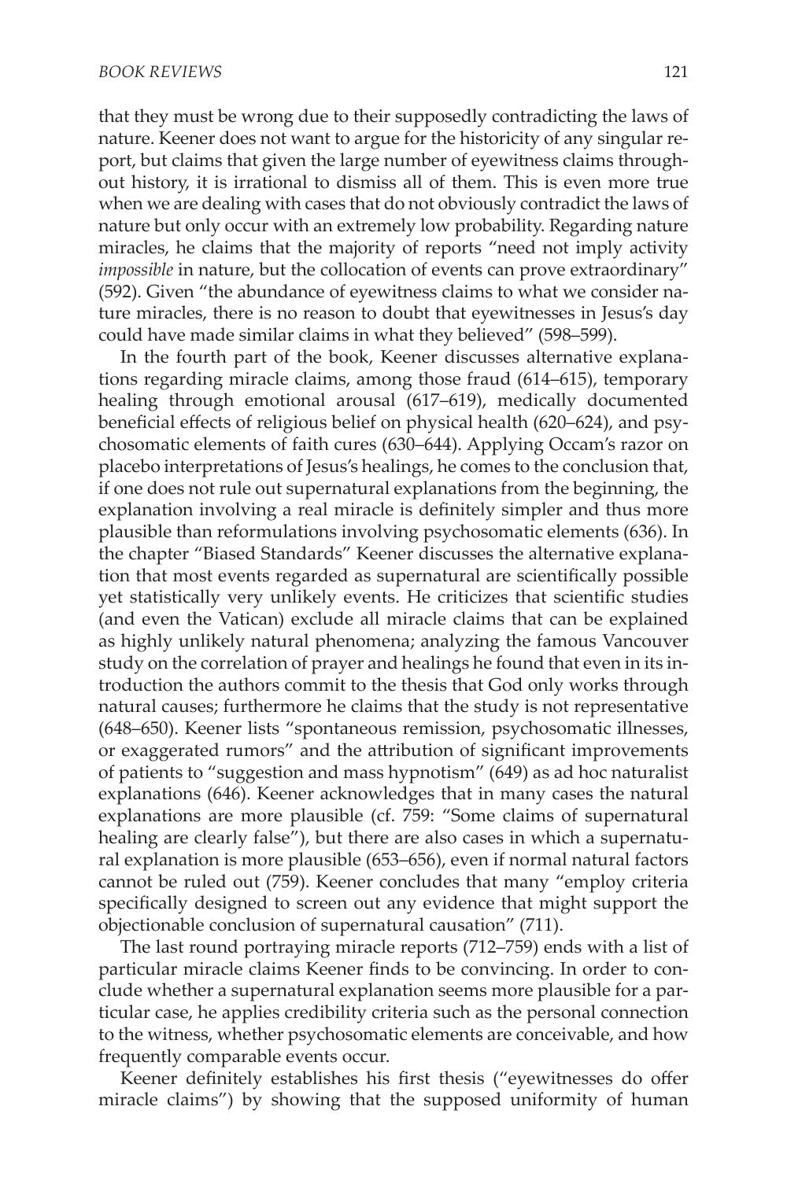that they must be wrong due to their supposedly contradicting the laws of nature. Keener does not want to argue for the historicity of any singular report, but claims that given the large number of eyewitness claims throughout history, it is irrational to dismiss all of them. This is even more true when we are dealing with cases that do not obviously contradict the laws of nature but only occur with an extremely low probability. Regarding nature miracles, he claims that the majority of reports "need not imply activity *impossible* in nature, but the collocation of events can prove extraordinary" (592). Given "the abundance of eyewitness claims to what we consider nature miracles, there is no reason to doubt that eyewitnesses in Jesus's day could have made similar claims in what they believed" (598–599).

In the fourth part of the book, Keener discusses alternative explanations regarding miracle claims, among those fraud (614–615), temporary healing through emotional arousal (617–619), medically documented beneficial effects of religious belief on physical health (620–624), and psychosomatic elements of faith cures (630–644). Applying Occam's razor on placebo interpretations of Jesus's healings, he comes to the conclusion that, if one does not rule out supernatural explanations from the beginning, the explanation involving a real miracle is definitely simpler and thus more plausible than reformulations involving psychosomatic elements (636). In the chapter "Biased Standards" Keener discusses the alternative explanation that most events regarded as supernatural are scientifically possible yet statistically very unlikely events. He criticizes that scientific studies (and even the Vatican) exclude all miracle claims that can be explained as highly unlikely natural phenomena; analyzing the famous Vancouver study on the correlation of prayer and healings he found that even in its introduction the authors commit to the thesis that God only works through natural causes; furthermore he claims that the study is not representative (648–650). Keener lists "spontaneous remission, psychosomatic illnesses, or exaggerated rumors" and the attribution of significant improvements of patients to "suggestion and mass hypnotism" (649) as ad hoc naturalist explanations (646). Keener acknowledges that in many cases the natural explanations are more plausible (cf. 759: "Some claims of supernatural healing are clearly false"), but there are also cases in which a supernatural explanation is more plausible (653–656), even if normal natural factors cannot be ruled out (759). Keener concludes that many "employ criteria specifically designed to screen out any evidence that might support the objectionable conclusion of supernatural causation" (711).

The last round portraying miracle reports (712–759) ends with a list of particular miracle claims Keener finds to be convincing. In order to conclude whether a supernatural explanation seems more plausible for a particular case, he applies credibility criteria such as the personal connection to the witness, whether psychosomatic elements are conceivable, and how frequently comparable events occur.

Keener definitely establishes his first thesis ("eyewitnesses do offer miracle claims") by showing that the supposed uniformity of human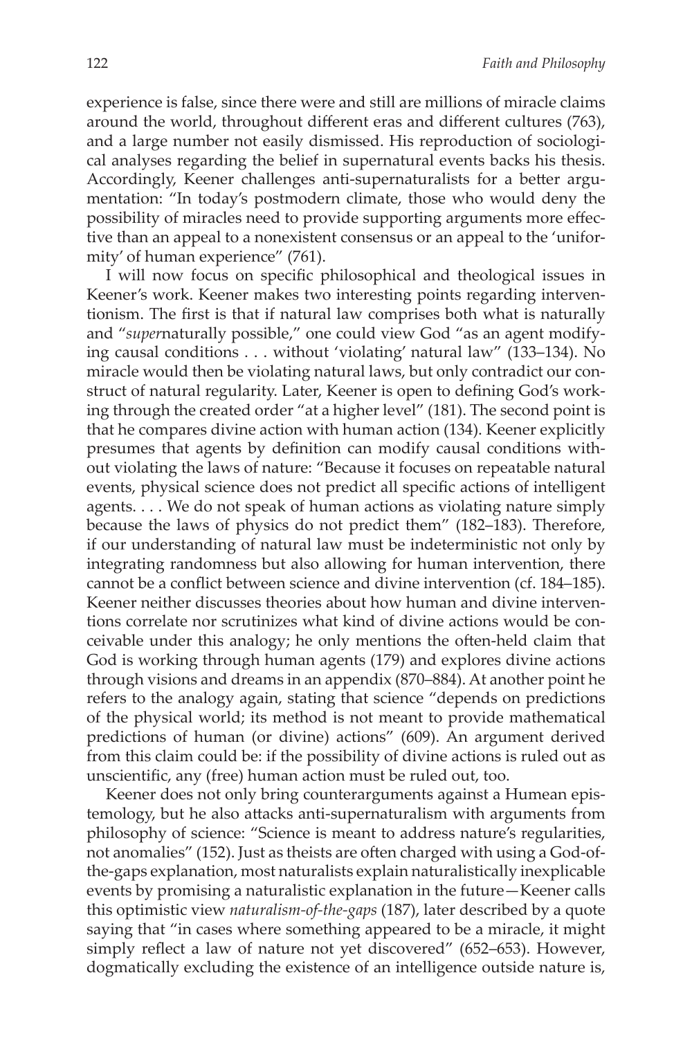experience is false, since there were and still are millions of miracle claims around the world, throughout different eras and different cultures (763), and a large number not easily dismissed. His reproduction of sociological analyses regarding the belief in supernatural events backs his thesis. Accordingly, Keener challenges anti-supernaturalists for a better argumentation: "In today's postmodern climate, those who would deny the possibility of miracles need to provide supporting arguments more effective than an appeal to a nonexistent consensus or an appeal to the 'uniformity' of human experience" (761).

I will now focus on specific philosophical and theological issues in Keener's work. Keener makes two interesting points regarding interventionism. The first is that if natural law comprises both what is naturally and "*super*naturally possible," one could view God "as an agent modifying causal conditions . . . without 'violating' natural law" (133–134). No miracle would then be violating natural laws, but only contradict our construct of natural regularity. Later, Keener is open to defining God's working through the created order "at a higher level" (181). The second point is that he compares divine action with human action (134). Keener explicitly presumes that agents by definition can modify causal conditions without violating the laws of nature: "Because it focuses on repeatable natural events, physical science does not predict all specific actions of intelligent agents. . . . We do not speak of human actions as violating nature simply because the laws of physics do not predict them" (182–183). Therefore, if our understanding of natural law must be indeterministic not only by integrating randomness but also allowing for human intervention, there cannot be a conflict between science and divine intervention (cf. 184–185). Keener neither discusses theories about how human and divine interventions correlate nor scrutinizes what kind of divine actions would be conceivable under this analogy; he only mentions the often-held claim that God is working through human agents (179) and explores divine actions through visions and dreams in an appendix (870–884). At another point he refers to the analogy again, stating that science "depends on predictions of the physical world; its method is not meant to provide mathematical predictions of human (or divine) actions" (609). An argument derived from this claim could be: if the possibility of divine actions is ruled out as unscientific, any (free) human action must be ruled out, too.

Keener does not only bring counterarguments against a Humean epistemology, but he also attacks anti-supernaturalism with arguments from philosophy of science: "Science is meant to address nature's regularities, not anomalies" (152). Just as theists are often charged with using a God-of-the-gaps explanation, most naturalists explain naturalistically inexplicable events by promising a naturalistic explanation in the future—Keener calls this optimistic view *naturalism-of-the-gaps* (187), later described by a quote saying that "in cases where something appeared to be a miracle, it might simply reflect a law of nature not yet discovered" (652–653). However, dogmatically excluding the existence of an intelligence outside nature is,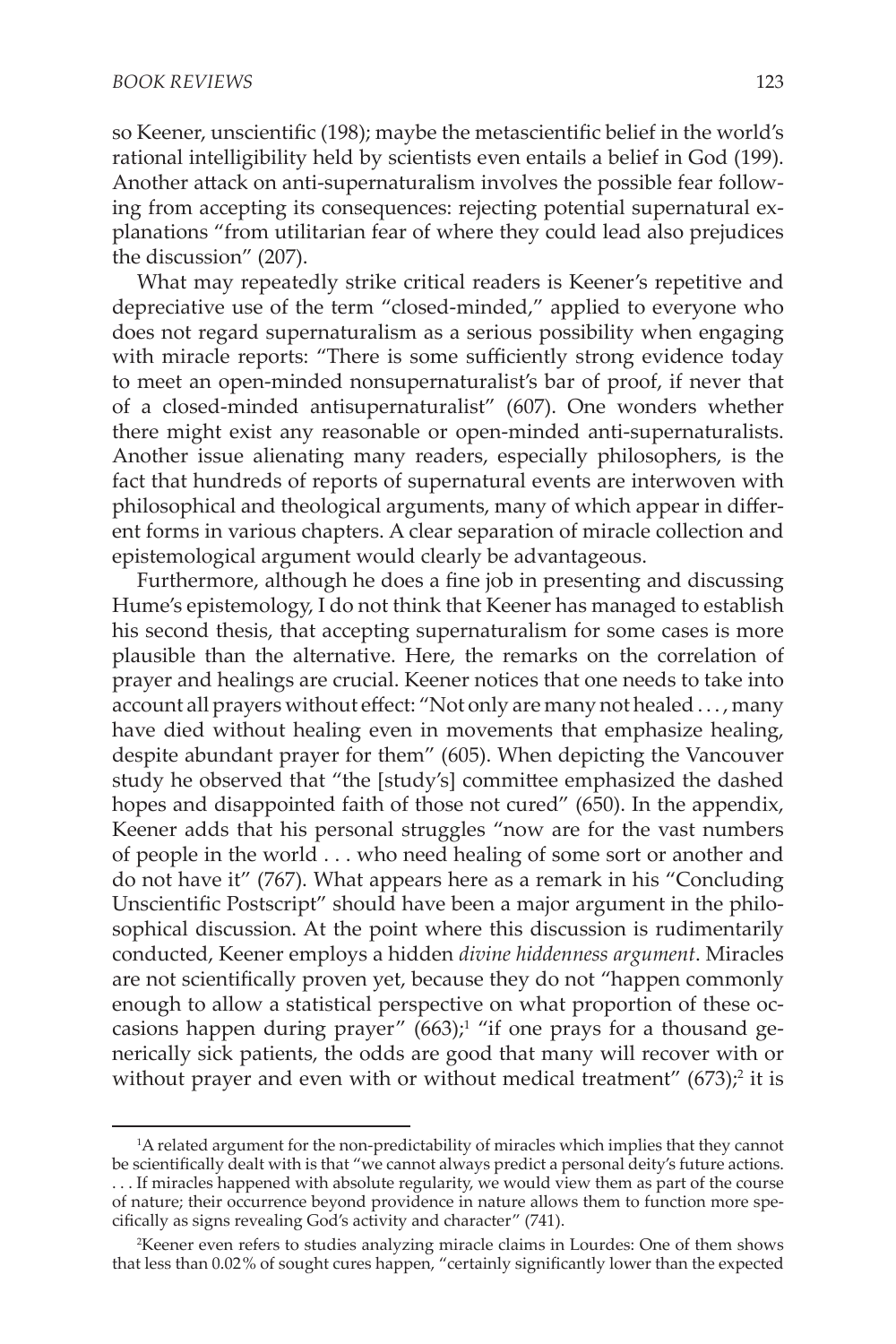so Keener, unscientific (198); maybe the metascientific belief in the world's rational intelligibility held by scientists even entails a belief in God (199). Another attack on anti-supernaturalism involves the possible fear following from accepting its consequences: rejecting potential supernatural explanations "from utilitarian fear of where they could lead also prejudices the discussion" (207).

What may repeatedly strike critical readers is Keener's repetitive and depreciative use of the term "closed-minded," applied to everyone who does not regard supernaturalism as a serious possibility when engaging with miracle reports: "There is some sufficiently strong evidence today to meet an open-minded nonsupernaturalist's bar of proof, if never that of a closed-minded antisupernaturalist" (607). One wonders whether there might exist any reasonable or open-minded anti-supernaturalists. Another issue alienating many readers, especially philosophers, is the fact that hundreds of reports of supernatural events are interwoven with philosophical and theological arguments, many of which appear in different forms in various chapters. A clear separation of miracle collection and epistemological argument would clearly be advantageous.

Furthermore, although he does a fine job in presenting and discussing Hume's epistemology, I do not think that Keener has managed to establish his second thesis, that accepting supernaturalism for some cases is more plausible than the alternative. Here, the remarks on the correlation of prayer and healings are crucial. Keener notices that one needs to take into account all prayers without effect: "Not only are many not healed . . . , many have died without healing even in movements that emphasize healing, despite abundant prayer for them" (605). When depicting the Vancouver study he observed that "the [study's] committee emphasized the dashed hopes and disappointed faith of those not cured" (650). In the appendix, Keener adds that his personal struggles "now are for the vast numbers of people in the world . . . who need healing of some sort or another and do not have it" (767). What appears here as a remark in his "Concluding Unscientific Postscript" should have been a major argument in the philosophical discussion. At the point where this discussion is rudimentarily conducted, Keener employs a hidden *divine hiddenness argument*. Miracles are not scientifically proven yet, because they do not "happen commonly enough to allow a statistical perspective on what proportion of these occasions happen during prayer" (663);[1] "if one prays for a thousand generically sick patients, the odds are good that many will recover with or without prayer and even with or without medical treatment" (673);[2] it is

[1]A related argument for the non-predictability of miracles which implies that they cannot be scientifically dealt with is that "we cannot always predict a personal deity's future actions. . . . If miracles happened with absolute regularity, we would view them as part of the course of nature; their occurrence beyond providence in nature allows them to function more specifically as signs revealing God's activity and character" (741).

[2]Keener even refers to studies analyzing miracle claims in Lourdes: One of them shows that less than 0.02% of sought cures happen, "certainly significantly lower than the expected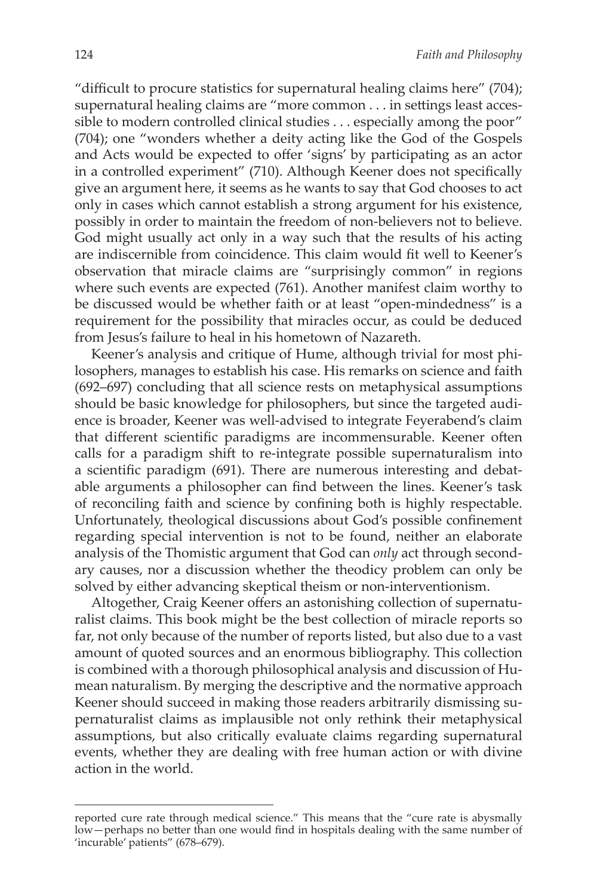"difficult to procure statistics for supernatural healing claims here" (704); supernatural healing claims are "more common . . . in settings least accessible to modern controlled clinical studies . . . especially among the poor" (704); one "wonders whether a deity acting like the God of the Gospels and Acts would be expected to offer 'signs' by participating as an actor in a controlled experiment" (710). Although Keener does not specifically give an argument here, it seems as he wants to say that God chooses to act only in cases which cannot establish a strong argument for his existence, possibly in order to maintain the freedom of non-believers not to believe. God might usually act only in a way such that the results of his acting are indiscernible from coincidence. This claim would fit well to Keener's observation that miracle claims are "surprisingly common" in regions where such events are expected (761). Another manifest claim worthy to be discussed would be whether faith or at least "open-mindedness" is a requirement for the possibility that miracles occur, as could be deduced from Jesus's failure to heal in his hometown of Nazareth.

Keener's analysis and critique of Hume, although trivial for most philosophers, manages to establish his case. His remarks on science and faith (692–697) concluding that all science rests on metaphysical assumptions should be basic knowledge for philosophers, but since the targeted audience is broader, Keener was well-advised to integrate Feyerabend's claim that different scientific paradigms are incommensurable. Keener often calls for a paradigm shift to re-integrate possible supernaturalism into a scientific paradigm (691). There are numerous interesting and debatable arguments a philosopher can find between the lines. Keener's task of reconciling faith and science by confining both is highly respectable. Unfortunately, theological discussions about God's possible confinement regarding special intervention is not to be found, neither an elaborate analysis of the Thomistic argument that God can *only* act through secondary causes, nor a discussion whether the theodicy problem can only be solved by either advancing skeptical theism or non-interventionism.

Altogether, Craig Keener offers an astonishing collection of supernaturalist claims. This book might be the best collection of miracle reports so far, not only because of the number of reports listed, but also due to a vast amount of quoted sources and an enormous bibliography. This collection is combined with a thorough philosophical analysis and discussion of Humean naturalism. By merging the descriptive and the normative approach Keener should succeed in making those readers arbitrarily dismissing supernaturalist claims as implausible not only rethink their metaphysical assumptions, but also critically evaluate claims regarding supernatural events, whether they are dealing with free human action or with divine action in the world.

---

reported cure rate through medical science." This means that the "cure rate is abysmally low—perhaps no better than one would find in hospitals dealing with the same number of 'incurable' patients" (678–679).